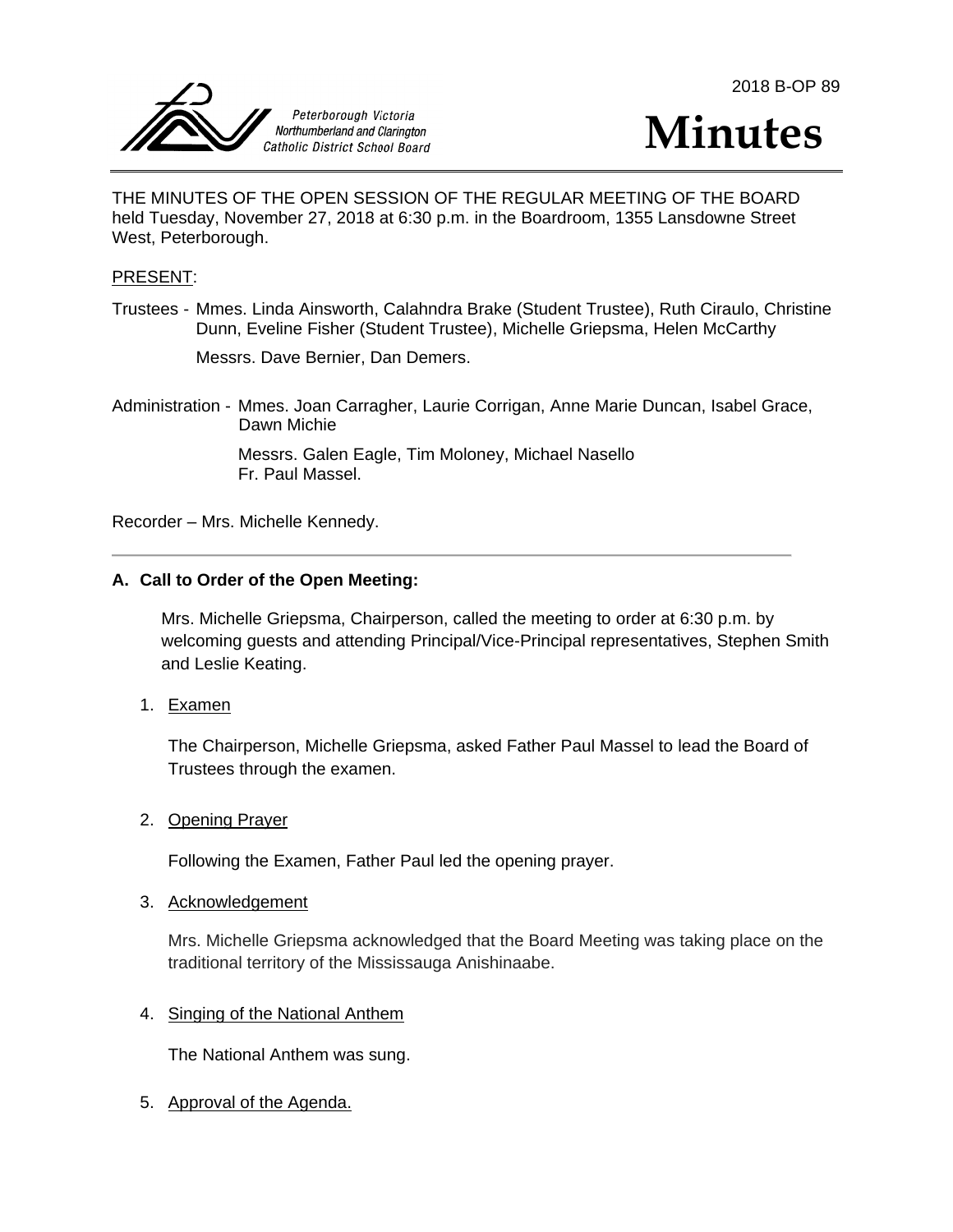2018 B-OP 89

Peterborough Victoria Northumberland and Clarington Catholic District School Board

# Minutes

THE MINUTES OF THE OPEN SESSION OF THE REGULAR MEETING OF THE BOARD held Tuesday, November 27, 2018 at 6:30 p.m. in the Boardroom, 1355 Lansdowne Street West, Peterborough.

PRESENT:

Trustees - Mmes. Linda Ainsworth, Calahndra Brake (Student Trustee), Ruth Ciraulo, Christine Dunn, Eveline Fisher (Student Trustee), Michelle Griepsma, Helen McCarthy

Messrs. Dave Bernier, Dan Demers.

Administration - Mmes. Joan Carragher, Laurie Corrigan, Anne Marie Duncan, Isabel Grace, Dawn Michie

Messrs. Galen Eagle, Tim Moloney, Michael Nasello
Fr. Paul Massel.

Recorder – Mrs. Michelle Kennedy.

---

**A. Call to Order of the Open Meeting:**

Mrs. Michelle Griepsma, Chairperson, called the meeting to order at 6:30 p.m. by welcoming guests and attending Principal/Vice-Principal representatives, Stephen Smith and Leslie Keating.

1. Examen

   The Chairperson, Michelle Griepsma, asked Father Paul Massel to lead the Board of Trustees through the examen.

2. Opening Prayer

   Following the Examen, Father Paul led the opening prayer.

3. Acknowledgement

   Mrs. Michelle Griepsma acknowledged that the Board Meeting was taking place on the traditional territory of the Mississauga Anishinaabe.

4. Singing of the National Anthem

   The National Anthem was sung.

5. Approval of the Agenda.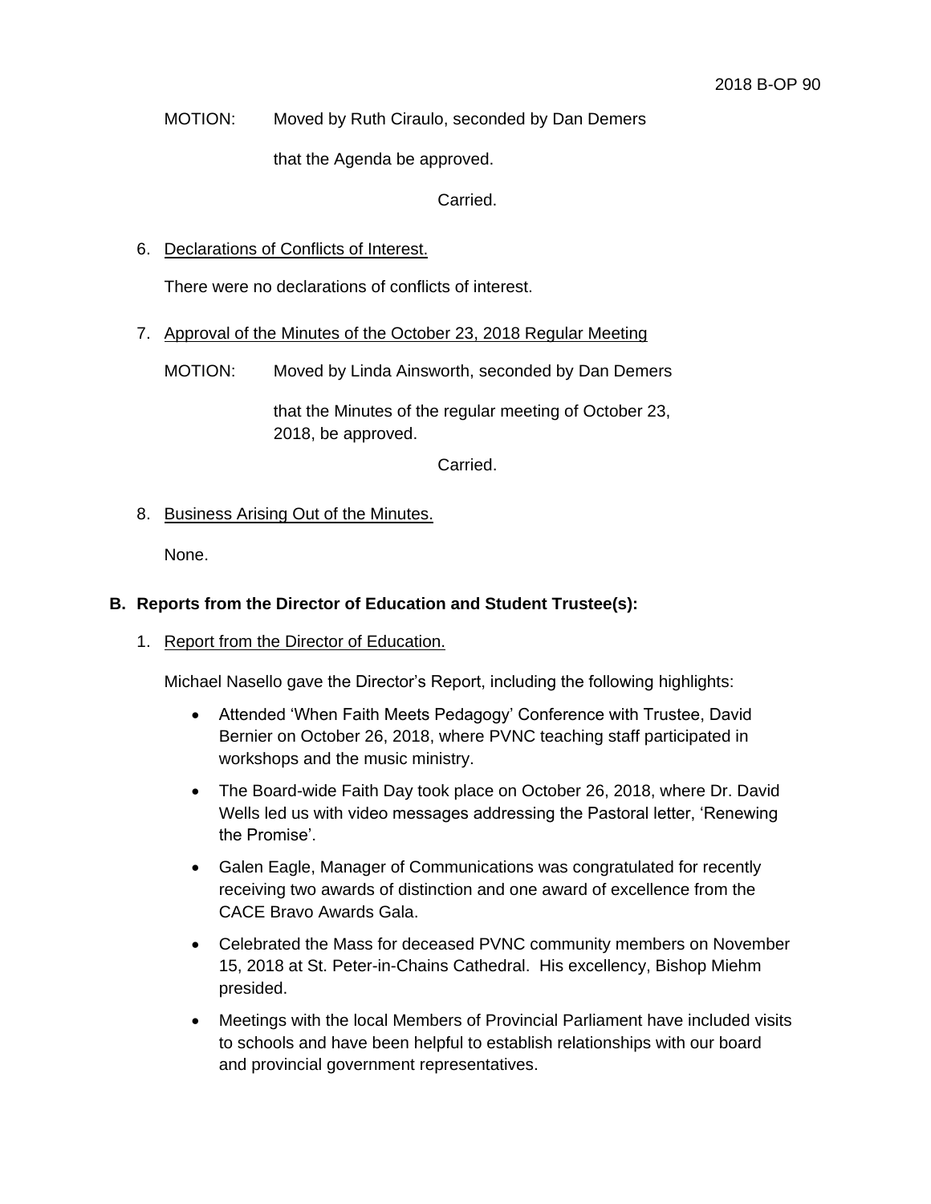MOTION: Moved by Ruth Ciraulo, seconded by Dan Demers

that the Agenda be approved.

Carried.

6. Declarations of Conflicts of Interest.

   There were no declarations of conflicts of interest.

7. Approval of the Minutes of the October 23, 2018 Regular Meeting

   MOTION: Moved by Linda Ainsworth, seconded by Dan Demers

   that the Minutes of the regular meeting of October 23, 2018, be approved.

   Carried.

8. Business Arising Out of the Minutes.

   None.

## B. Reports from the Director of Education and Student Trustee(s):

1. Report from the Director of Education.

   Michael Nasello gave the Director's Report, including the following highlights:

   - Attended 'When Faith Meets Pedagogy' Conference with Trustee, David Bernier on October 26, 2018, where PVNC teaching staff participated in workshops and the music ministry.
   - The Board-wide Faith Day took place on October 26, 2018, where Dr. David Wells led us with video messages addressing the Pastoral letter, 'Renewing the Promise'.
   - Galen Eagle, Manager of Communications was congratulated for recently receiving two awards of distinction and one award of excellence from the CACE Bravo Awards Gala.
   - Celebrated the Mass for deceased PVNC community members on November 15, 2018 at St. Peter-in-Chains Cathedral. His excellency, Bishop Miehm presided.
   - Meetings with the local Members of Provincial Parliament have included visits to schools and have been helpful to establish relationships with our board and provincial government representatives.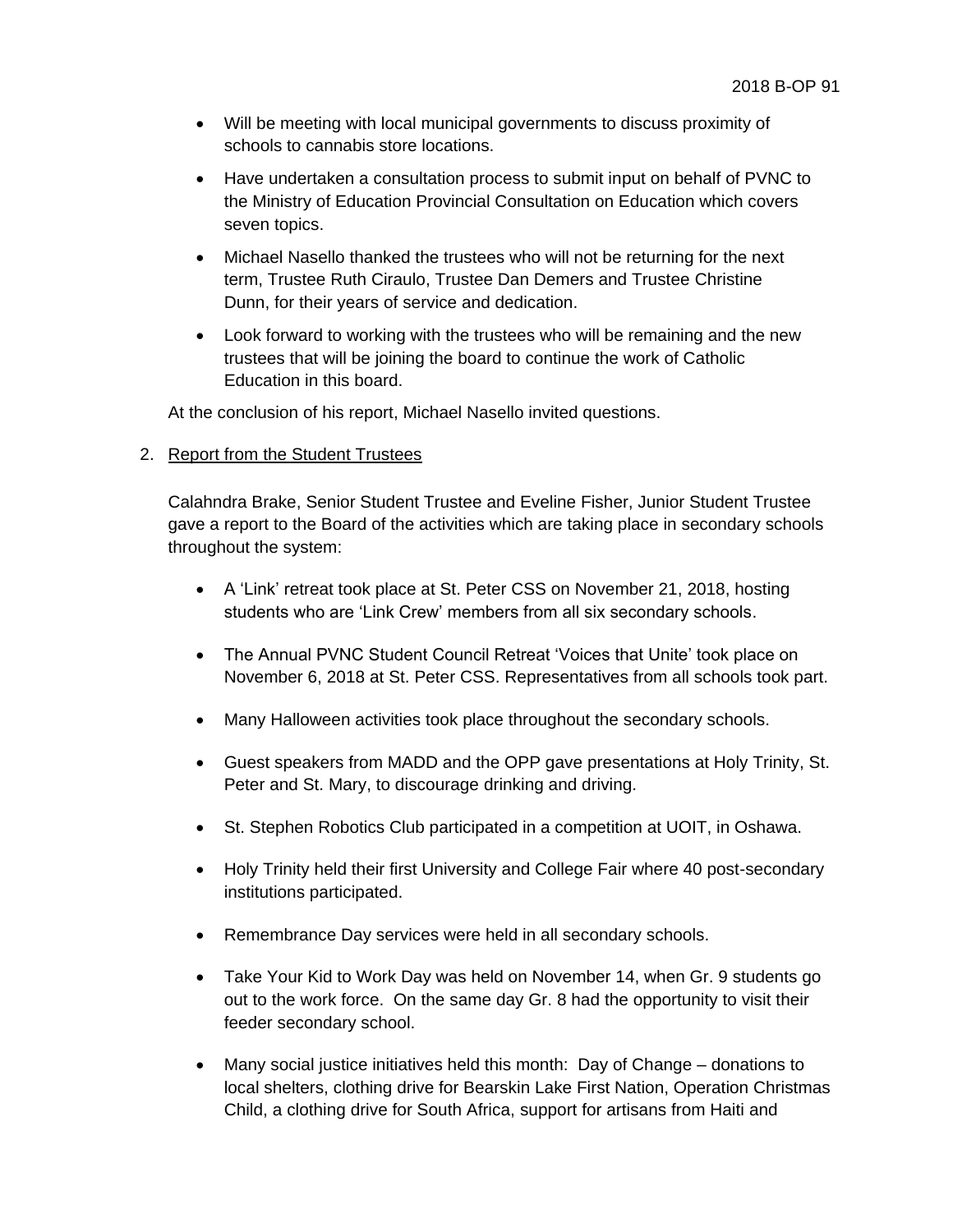- Will be meeting with local municipal governments to discuss proximity of schools to cannabis store locations.
- Have undertaken a consultation process to submit input on behalf of PVNC to the Ministry of Education Provincial Consultation on Education which covers seven topics.
- Michael Nasello thanked the trustees who will not be returning for the next term, Trustee Ruth Ciraulo, Trustee Dan Demers and Trustee Christine Dunn, for their years of service and dedication.
- Look forward to working with the trustees who will be remaining and the new trustees that will be joining the board to continue the work of Catholic Education in this board.

At the conclusion of his report, Michael Nasello invited questions.

2. Report from the Student Trustees

   Calahndra Brake, Senior Student Trustee and Eveline Fisher, Junior Student Trustee gave a report to the Board of the activities which are taking place in secondary schools throughout the system:

   - A 'Link' retreat took place at St. Peter CSS on November 21, 2018, hosting students who are 'Link Crew' members from all six secondary schools.
   - The Annual PVNC Student Council Retreat 'Voices that Unite' took place on November 6, 2018 at St. Peter CSS. Representatives from all schools took part.
   - Many Halloween activities took place throughout the secondary schools.
   - Guest speakers from MADD and the OPP gave presentations at Holy Trinity, St. Peter and St. Mary, to discourage drinking and driving.
   - St. Stephen Robotics Club participated in a competition at UOIT, in Oshawa.
   - Holy Trinity held their first University and College Fair where 40 post-secondary institutions participated.
   - Remembrance Day services were held in all secondary schools.
   - Take Your Kid to Work Day was held on November 14, when Gr. 9 students go out to the work force. On the same day Gr. 8 had the opportunity to visit their feeder secondary school.
   - Many social justice initiatives held this month: Day of Change – donations to local shelters, clothing drive for Bearskin Lake First Nation, Operation Christmas Child, a clothing drive for South Africa, support for artisans from Haiti and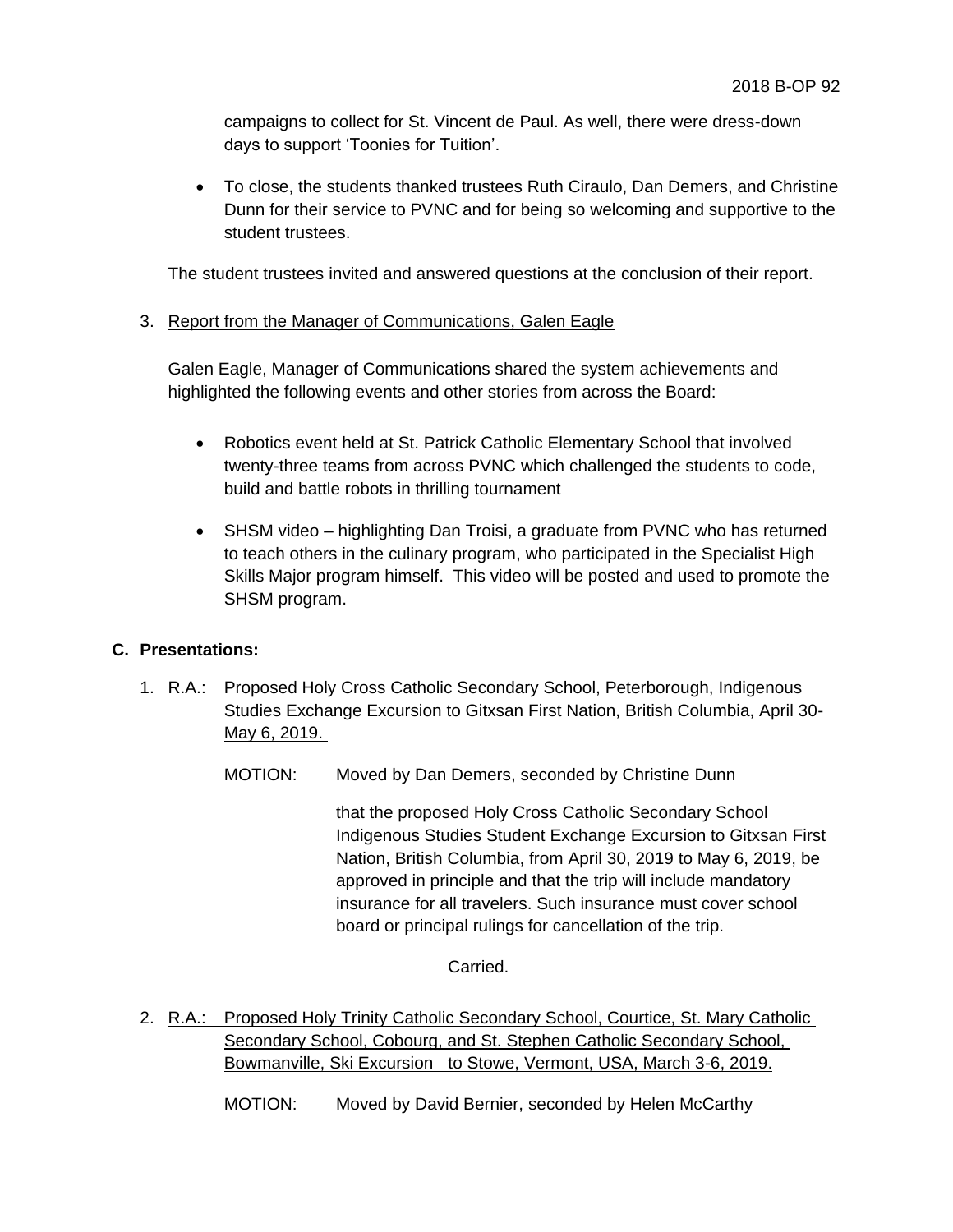campaigns to collect for St. Vincent de Paul. As well, there were dress-down days to support 'Toonies for Tuition'.

- To close, the students thanked trustees Ruth Ciraulo, Dan Demers, and Christine Dunn for their service to PVNC and for being so welcoming and supportive to the student trustees.

The student trustees invited and answered questions at the conclusion of their report.

3. Report from the Manager of Communications, Galen Eagle

   Galen Eagle, Manager of Communications shared the system achievements and highlighted the following events and other stories from across the Board:

   - Robotics event held at St. Patrick Catholic Elementary School that involved twenty-three teams from across PVNC which challenged the students to code, build and battle robots in thrilling tournament

   - SHSM video – highlighting Dan Troisi, a graduate from PVNC who has returned to teach others in the culinary program, who participated in the Specialist High Skills Major program himself. This video will be posted and used to promote the SHSM program.

**C. Presentations:**

1. R.A.: Proposed Holy Cross Catholic Secondary School, Peterborough, Indigenous Studies Exchange Excursion to Gitxsan First Nation, British Columbia, April 30-May 6, 2019.

   MOTION: Moved by Dan Demers, seconded by Christine Dunn

   that the proposed Holy Cross Catholic Secondary School Indigenous Studies Student Exchange Excursion to Gitxsan First Nation, British Columbia, from April 30, 2019 to May 6, 2019, be approved in principle and that the trip will include mandatory insurance for all travelers. Such insurance must cover school board or principal rulings for cancellation of the trip.

   Carried.

2. R.A.: Proposed Holy Trinity Catholic Secondary School, Courtice, St. Mary Catholic Secondary School, Cobourg, and St. Stephen Catholic Secondary School, Bowmanville, Ski Excursion to Stowe, Vermont, USA, March 3-6, 2019.

   MOTION: Moved by David Bernier, seconded by Helen McCarthy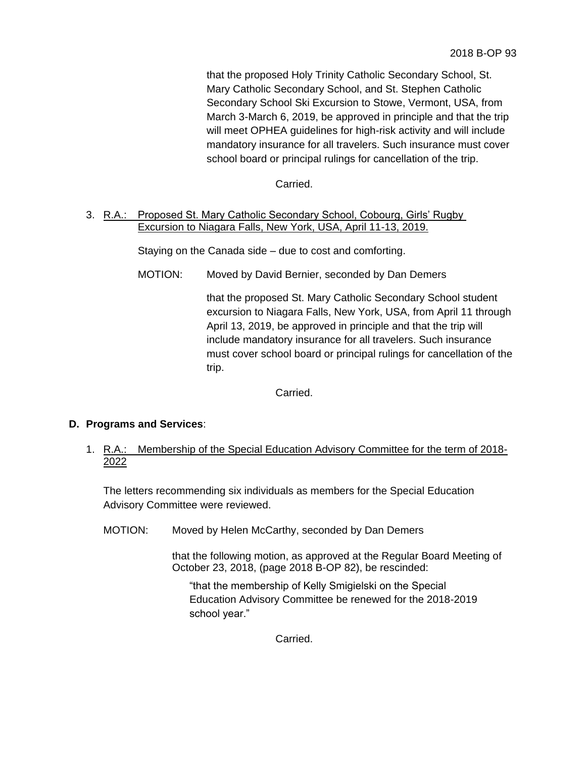that the proposed Holy Trinity Catholic Secondary School, St. Mary Catholic Secondary School, and St. Stephen Catholic Secondary School Ski Excursion to Stowe, Vermont, USA, from March 3-March 6, 2019, be approved in principle and that the trip will meet OPHEA guidelines for high-risk activity and will include mandatory insurance for all travelers. Such insurance must cover school board or principal rulings for cancellation of the trip.

Carried.

3. R.A.: Proposed St. Mary Catholic Secondary School, Cobourg, Girls' Rugby Excursion to Niagara Falls, New York, USA, April 11-13, 2019.

   Staying on the Canada side – due to cost and comforting.

   MOTION: Moved by David Bernier, seconded by Dan Demers

   that the proposed St. Mary Catholic Secondary School student excursion to Niagara Falls, New York, USA, from April 11 through April 13, 2019, be approved in principle and that the trip will include mandatory insurance for all travelers. Such insurance must cover school board or principal rulings for cancellation of the trip.

   Carried.

**D. Programs and Services**:

1. R.A.: Membership of the Special Education Advisory Committee for the term of 2018-2022

   The letters recommending six individuals as members for the Special Education Advisory Committee were reviewed.

   MOTION: Moved by Helen McCarthy, seconded by Dan Demers

   that the following motion, as approved at the Regular Board Meeting of October 23, 2018, (page 2018 B-OP 82), be rescinded:

   "that the membership of Kelly Smigielski on the Special Education Advisory Committee be renewed for the 2018-2019 school year."

   Carried.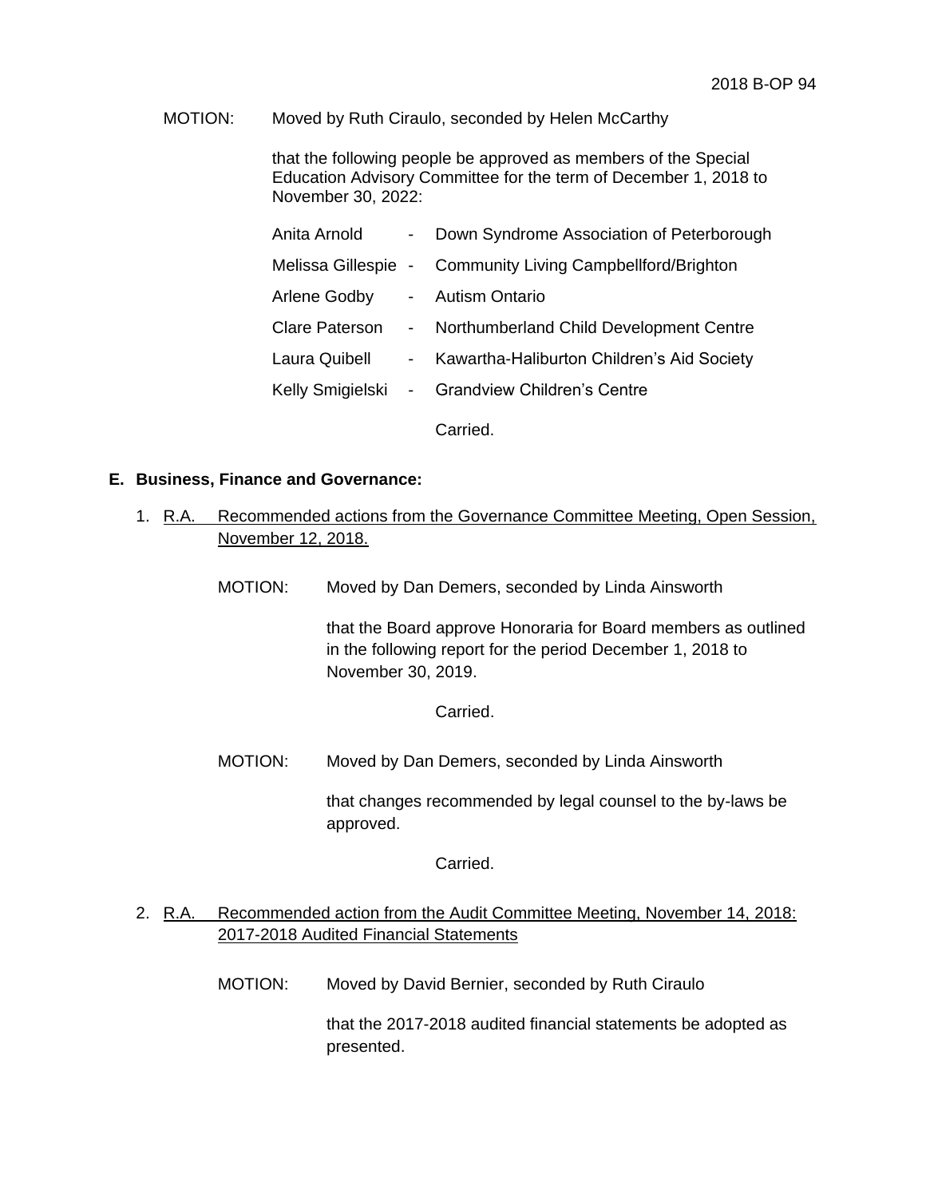MOTION: Moved by Ruth Ciraulo, seconded by Helen McCarthy

that the following people be approved as members of the Special Education Advisory Committee for the term of December 1, 2018 to November 30, 2022:

Anita Arnold - Down Syndrome Association of Peterborough

Melissa Gillespie - Community Living Campbellford/Brighton

Arlene Godby - Autism Ontario

Clare Paterson - Northumberland Child Development Centre

Laura Quibell - Kawartha-Haliburton Children's Aid Society

Kelly Smigielski - Grandview Children's Centre

Carried.

**E. Business, Finance and Governance:**

1. R.A. Recommended actions from the Governance Committee Meeting, Open Session, November 12, 2018.

   MOTION: Moved by Dan Demers, seconded by Linda Ainsworth

   that the Board approve Honoraria for Board members as outlined in the following report for the period December 1, 2018 to November 30, 2019.

   Carried.

   MOTION: Moved by Dan Demers, seconded by Linda Ainsworth

   that changes recommended by legal counsel to the by-laws be approved.

   Carried.

2. R.A. Recommended action from the Audit Committee Meeting, November 14, 2018: 2017-2018 Audited Financial Statements

   MOTION: Moved by David Bernier, seconded by Ruth Ciraulo

   that the 2017-2018 audited financial statements be adopted as presented.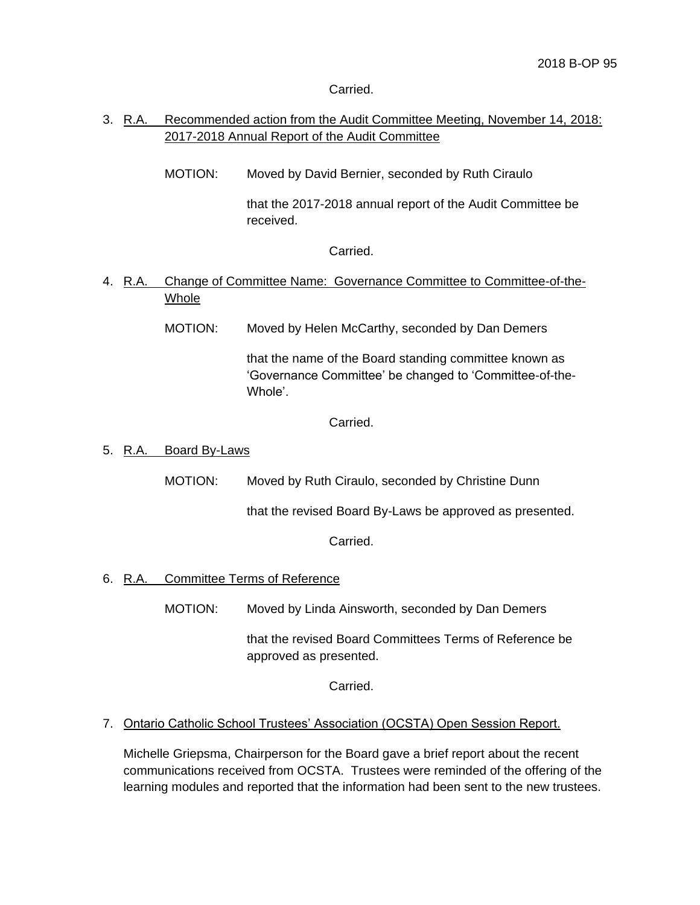Carried.

3. R.A. Recommended action from the Audit Committee Meeting, November 14, 2018: 2017-2018 Annual Report of the Audit Committee

   MOTION: Moved by David Bernier, seconded by Ruth Ciraulo

   that the 2017-2018 annual report of the Audit Committee be received.

   Carried.

4. R.A. Change of Committee Name: Governance Committee to Committee-of-the-Whole

   MOTION: Moved by Helen McCarthy, seconded by Dan Demers

   that the name of the Board standing committee known as 'Governance Committee' be changed to 'Committee-of-the-Whole'.

   Carried.

5. R.A. Board By-Laws

   MOTION: Moved by Ruth Ciraulo, seconded by Christine Dunn

   that the revised Board By-Laws be approved as presented.

   Carried.

6. R.A. Committee Terms of Reference

   MOTION: Moved by Linda Ainsworth, seconded by Dan Demers

   that the revised Board Committees Terms of Reference be approved as presented.

   Carried.

7. Ontario Catholic School Trustees' Association (OCSTA) Open Session Report.

   Michelle Griepsma, Chairperson for the Board gave a brief report about the recent communications received from OCSTA. Trustees were reminded of the offering of the learning modules and reported that the information had been sent to the new trustees.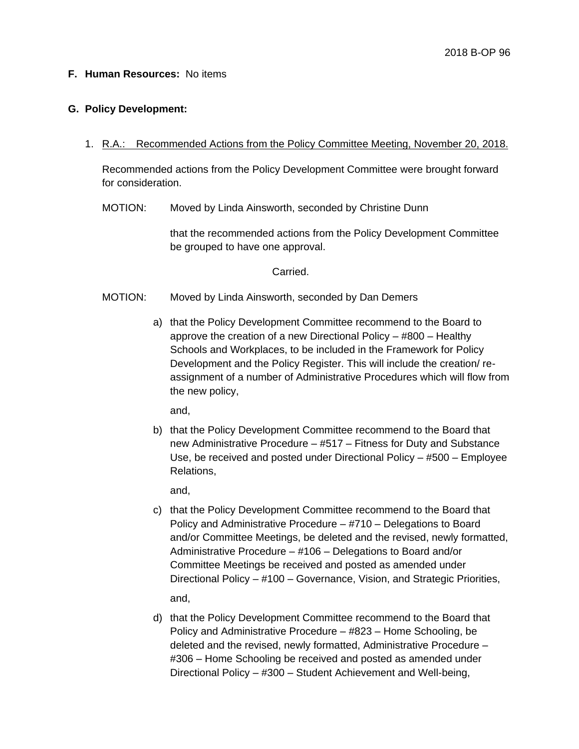**F. Human Resources:** No items

**G. Policy Development:**

1. R.A.: Recommended Actions from the Policy Committee Meeting, November 20, 2018.

   Recommended actions from the Policy Development Committee were brought forward for consideration.

   MOTION: Moved by Linda Ainsworth, seconded by Christine Dunn

   that the recommended actions from the Policy Development Committee be grouped to have one approval.

   Carried.

   MOTION: Moved by Linda Ainsworth, seconded by Dan Demers

   a) that the Policy Development Committee recommend to the Board to approve the creation of a new Directional Policy – #800 – Healthy Schools and Workplaces, to be included in the Framework for Policy Development and the Policy Register. This will include the creation/ re-assignment of a number of Administrative Procedures which will flow from the new policy,

      and,

   b) that the Policy Development Committee recommend to the Board that new Administrative Procedure – #517 – Fitness for Duty and Substance Use, be received and posted under Directional Policy – #500 – Employee Relations,

      and,

   c) that the Policy Development Committee recommend to the Board that Policy and Administrative Procedure – #710 – Delegations to Board and/or Committee Meetings, be deleted and the revised, newly formatted, Administrative Procedure – #106 – Delegations to Board and/or Committee Meetings be received and posted as amended under Directional Policy – #100 – Governance, Vision, and Strategic Priorities,

      and,

   d) that the Policy Development Committee recommend to the Board that Policy and Administrative Procedure – #823 – Home Schooling, be deleted and the revised, newly formatted, Administrative Procedure – #306 – Home Schooling be received and posted as amended under Directional Policy – #300 – Student Achievement and Well-being,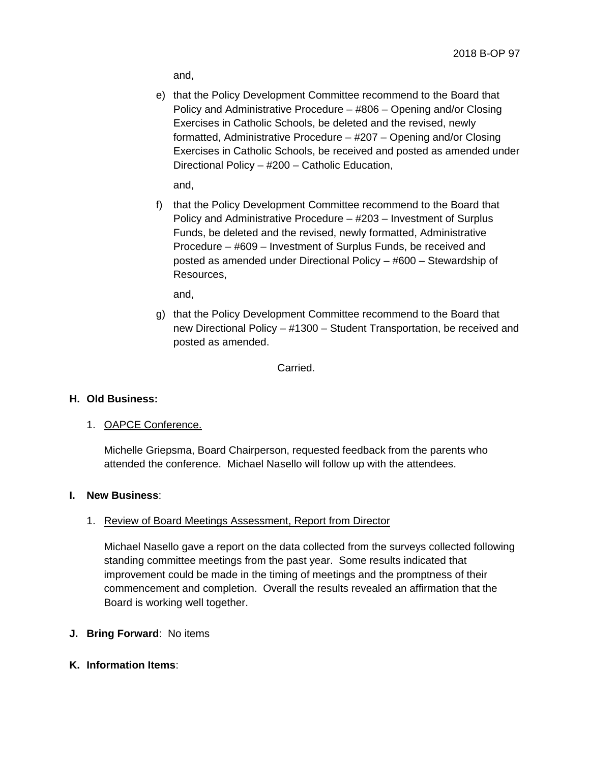and,

e) that the Policy Development Committee recommend to the Board that Policy and Administrative Procedure – #806 – Opening and/or Closing Exercises in Catholic Schools, be deleted and the revised, newly formatted, Administrative Procedure – #207 – Opening and/or Closing Exercises in Catholic Schools, be received and posted as amended under Directional Policy – #200 – Catholic Education,

and,

f) that the Policy Development Committee recommend to the Board that Policy and Administrative Procedure – #203 – Investment of Surplus Funds, be deleted and the revised, newly formatted, Administrative Procedure – #609 – Investment of Surplus Funds, be received and posted as amended under Directional Policy – #600 – Stewardship of Resources,

and,

g) that the Policy Development Committee recommend to the Board that new Directional Policy – #1300 – Student Transportation, be received and posted as amended.

Carried.

**H. Old Business:**

1. OAPCE Conference.

Michelle Griepsma, Board Chairperson, requested feedback from the parents who attended the conference. Michael Nasello will follow up with the attendees.

**I. New Business**:

1. Review of Board Meetings Assessment, Report from Director

Michael Nasello gave a report on the data collected from the surveys collected following standing committee meetings from the past year. Some results indicated that improvement could be made in the timing of meetings and the promptness of their commencement and completion. Overall the results revealed an affirmation that the Board is working well together.

**J. Bring Forward**: No items

**K. Information Items**: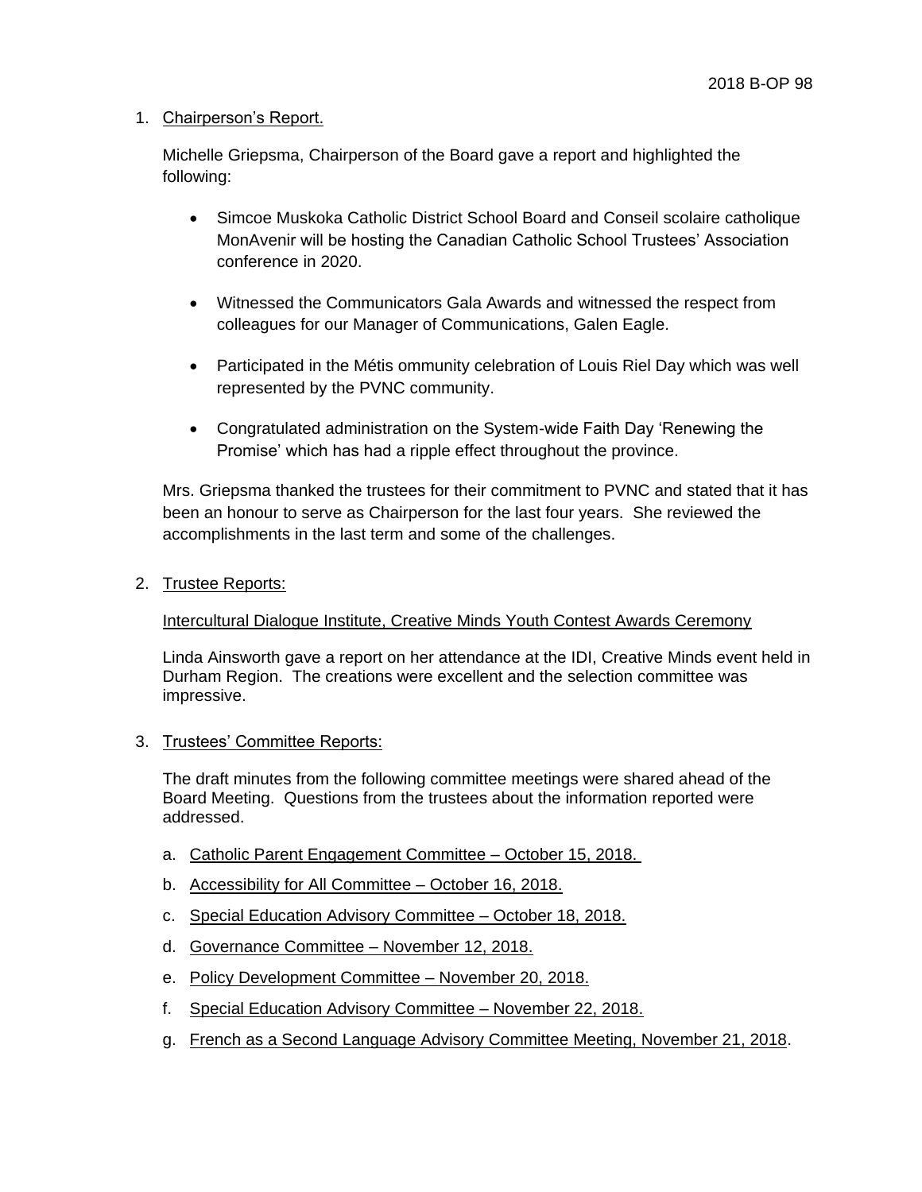1. Chairperson's Report.

   Michelle Griepsma, Chairperson of the Board gave a report and highlighted the following:

   - Simcoe Muskoka Catholic District School Board and Conseil scolaire catholique MonAvenir will be hosting the Canadian Catholic School Trustees' Association conference in 2020.

   - Witnessed the Communicators Gala Awards and witnessed the respect from colleagues for our Manager of Communications, Galen Eagle.

   - Participated in the Métis ommunity celebration of Louis Riel Day which was well represented by the PVNC community.

   - Congratulated administration on the System-wide Faith Day 'Renewing the Promise' which has had a ripple effect throughout the province.

   Mrs. Griepsma thanked the trustees for their commitment to PVNC and stated that it has been an honour to serve as Chairperson for the last four years. She reviewed the accomplishments in the last term and some of the challenges.

2. Trustee Reports:

   Intercultural Dialogue Institute, Creative Minds Youth Contest Awards Ceremony

   Linda Ainsworth gave a report on her attendance at the IDI, Creative Minds event held in Durham Region. The creations were excellent and the selection committee was impressive.

3. Trustees' Committee Reports:

   The draft minutes from the following committee meetings were shared ahead of the Board Meeting. Questions from the trustees about the information reported were addressed.

   a. Catholic Parent Engagement Committee – October 15, 2018.
   b. Accessibility for All Committee – October 16, 2018.
   c. Special Education Advisory Committee – October 18, 2018.
   d. Governance Committee – November 12, 2018.
   e. Policy Development Committee – November 20, 2018.
   f. Special Education Advisory Committee – November 22, 2018.
   g. French as a Second Language Advisory Committee Meeting, November 21, 2018.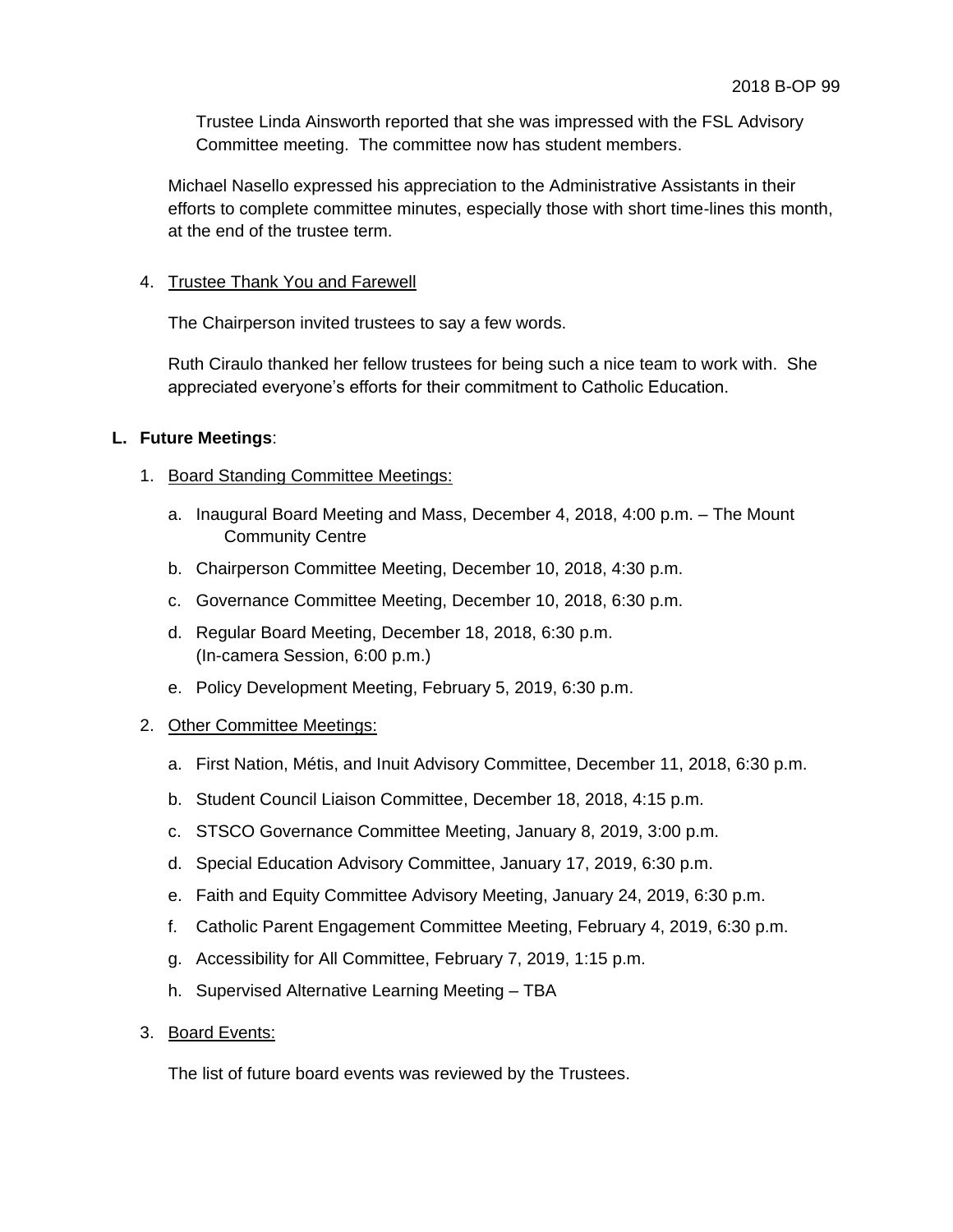Trustee Linda Ainsworth reported that she was impressed with the FSL Advisory Committee meeting. The committee now has student members.

Michael Nasello expressed his appreciation to the Administrative Assistants in their efforts to complete committee minutes, especially those with short time-lines this month, at the end of the trustee term.

4. Trustee Thank You and Farewell

   The Chairperson invited trustees to say a few words.

   Ruth Ciraulo thanked her fellow trustees for being such a nice team to work with. She appreciated everyone's efforts for their commitment to Catholic Education.

**L. Future Meetings**:

1. Board Standing Committee Meetings:
   a. Inaugural Board Meeting and Mass, December 4, 2018, 4:00 p.m. – The Mount Community Centre
   b. Chairperson Committee Meeting, December 10, 2018, 4:30 p.m.
   c. Governance Committee Meeting, December 10, 2018, 6:30 p.m.
   d. Regular Board Meeting, December 18, 2018, 6:30 p.m. (In-camera Session, 6:00 p.m.)
   e. Policy Development Meeting, February 5, 2019, 6:30 p.m.

2. Other Committee Meetings:
   a. First Nation, Métis, and Inuit Advisory Committee, December 11, 2018, 6:30 p.m.
   b. Student Council Liaison Committee, December 18, 2018, 4:15 p.m.
   c. STSCO Governance Committee Meeting, January 8, 2019, 3:00 p.m.
   d. Special Education Advisory Committee, January 17, 2019, 6:30 p.m.
   e. Faith and Equity Committee Advisory Meeting, January 24, 2019, 6:30 p.m.
   f. Catholic Parent Engagement Committee Meeting, February 4, 2019, 6:30 p.m.
   g. Accessibility for All Committee, February 7, 2019, 1:15 p.m.
   h. Supervised Alternative Learning Meeting – TBA

3. Board Events:

   The list of future board events was reviewed by the Trustees.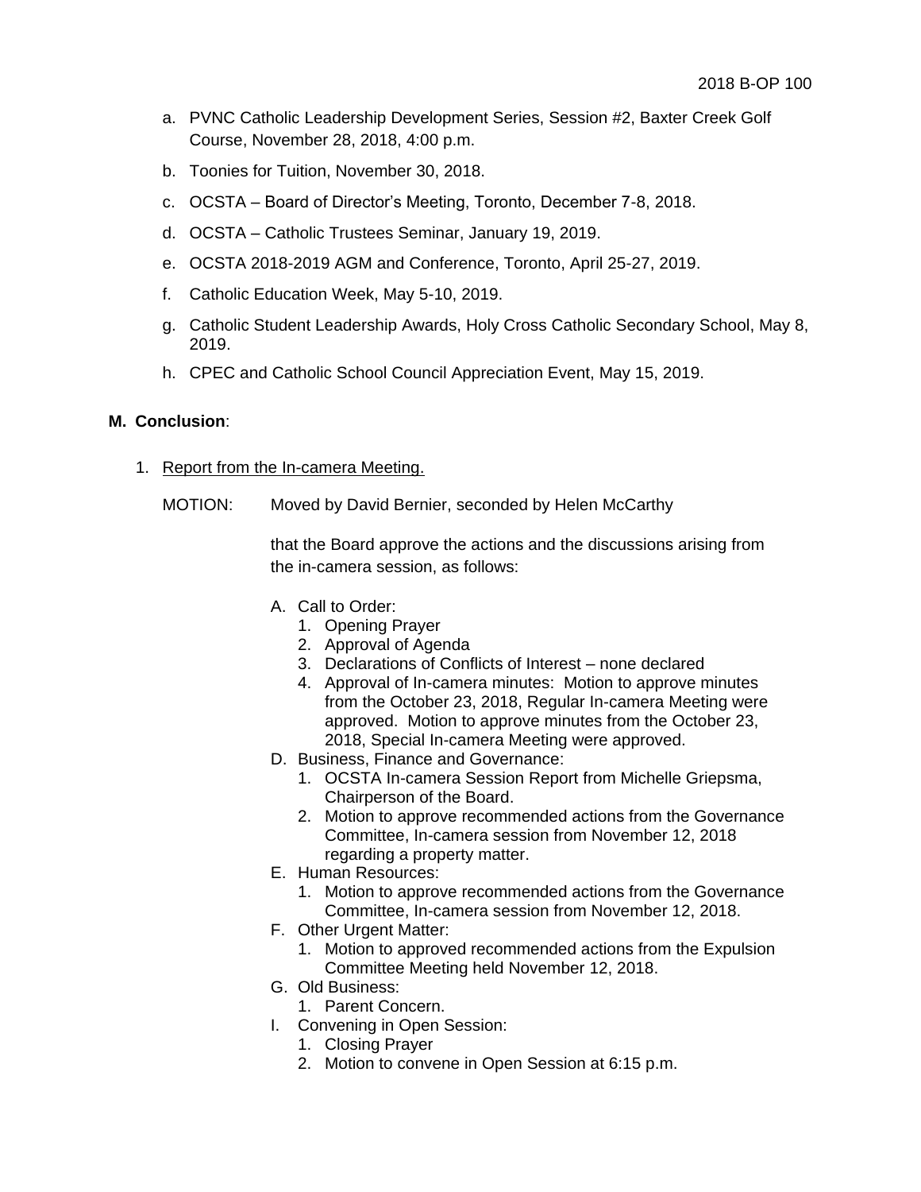a. PVNC Catholic Leadership Development Series, Session #2, Baxter Creek Golf Course, November 28, 2018, 4:00 p.m.

b. Toonies for Tuition, November 30, 2018.

c. OCSTA – Board of Director's Meeting, Toronto, December 7-8, 2018.

d. OCSTA – Catholic Trustees Seminar, January 19, 2019.

e. OCSTA 2018-2019 AGM and Conference, Toronto, April 25-27, 2019.

f. Catholic Education Week, May 5-10, 2019.

g. Catholic Student Leadership Awards, Holy Cross Catholic Secondary School, May 8, 2019.

h. CPEC and Catholic School Council Appreciation Event, May 15, 2019.

**M. Conclusion**:

1. Report from the In-camera Meeting.

MOTION: Moved by David Bernier, seconded by Helen McCarthy

that the Board approve the actions and the discussions arising from the in-camera session, as follows:

A. Call to Order:
   1. Opening Prayer
   2. Approval of Agenda
   3. Declarations of Conflicts of Interest – none declared
   4. Approval of In-camera minutes: Motion to approve minutes from the October 23, 2018, Regular In-camera Meeting were approved. Motion to approve minutes from the October 23, 2018, Special In-camera Meeting were approved.

D. Business, Finance and Governance:
   1. OCSTA In-camera Session Report from Michelle Griepsma, Chairperson of the Board.
   2. Motion to approve recommended actions from the Governance Committee, In-camera session from November 12, 2018 regarding a property matter.

E. Human Resources:
   1. Motion to approve recommended actions from the Governance Committee, In-camera session from November 12, 2018.

F. Other Urgent Matter:
   1. Motion to approved recommended actions from the Expulsion Committee Meeting held November 12, 2018.

G. Old Business:
   1. Parent Concern.

I. Convening in Open Session:
   1. Closing Prayer
   2. Motion to convene in Open Session at 6:15 p.m.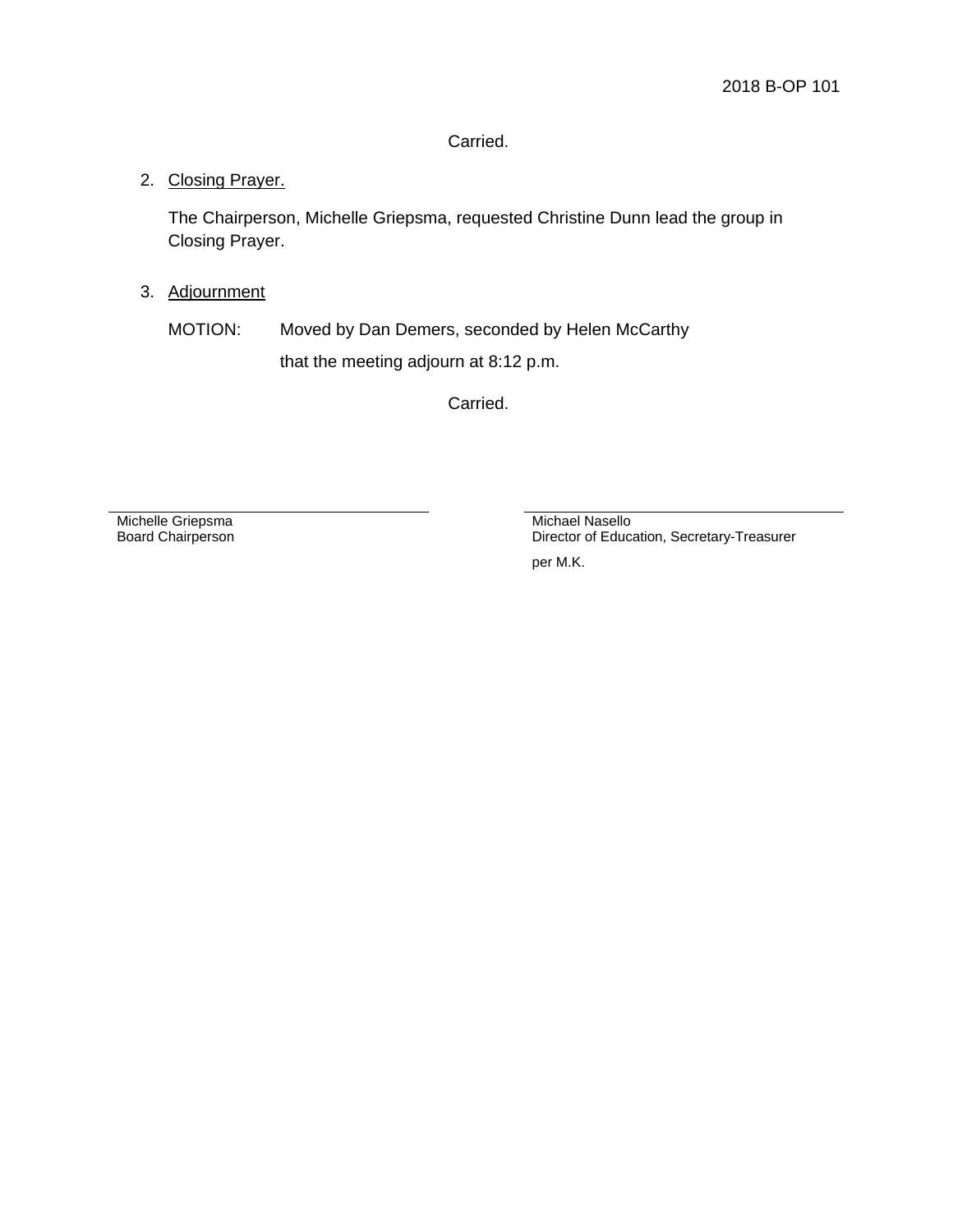Carried.

2. Closing Prayer.

   The Chairperson, Michelle Griepsma, requested Christine Dunn lead the group in Closing Prayer.

3. Adjournment

   MOTION: Moved by Dan Demers, seconded by Helen McCarthy that the meeting adjourn at 8:12 p.m.

   Carried.

Michelle Griepsma
Board Chairperson

Michael Nasello
Director of Education, Secretary-Treasurer
per M.K.